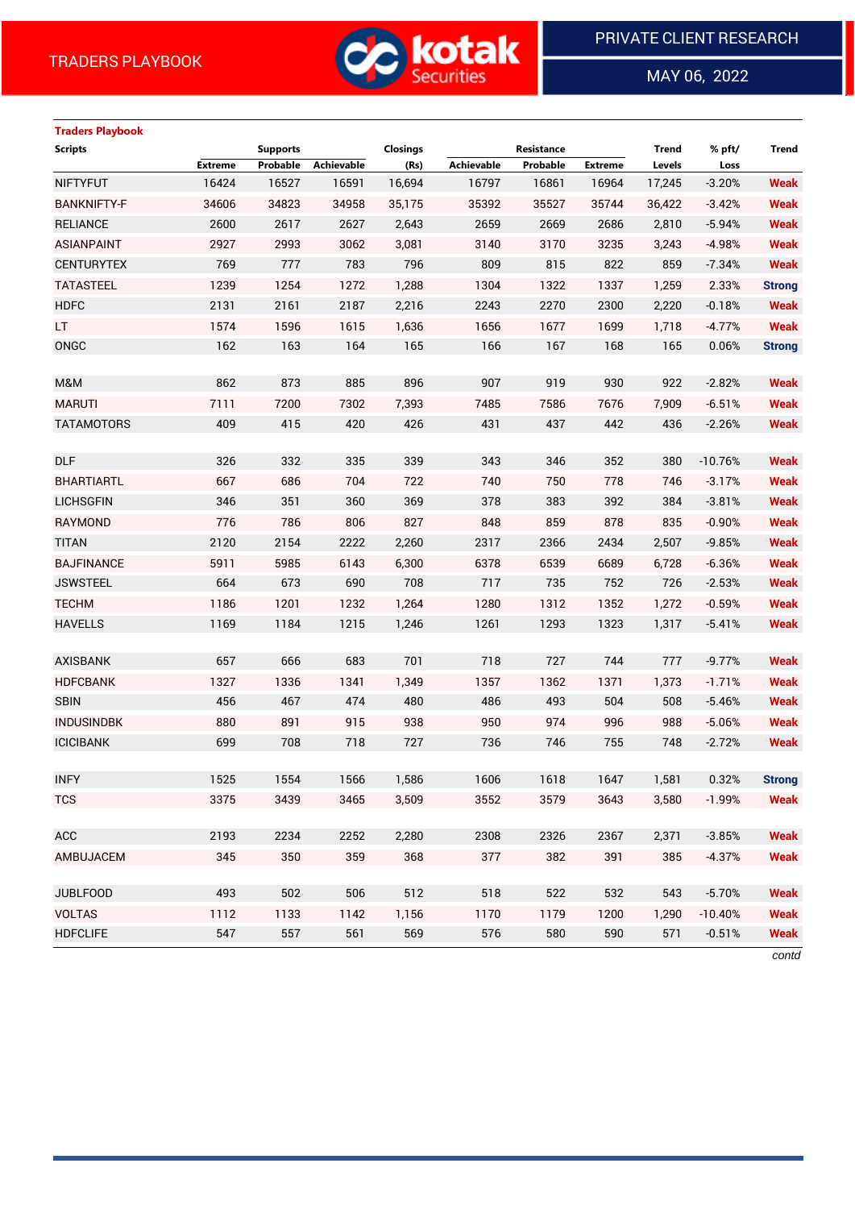TRADERS PLAYBOOK

PRIVATE CLIENT RESEARCH

MAY 06, 2022

## Traders Playbook

| Scripts | Supports | | | Closings | Resistance | | | Trend | % pft/ | Trend |
|---|---|---|---|---|---|---|---|---|---|---|
| | Extreme | Probable | Achievable | (Rs) | Achievable | Probable | Extreme | Levels | Loss | |
| NIFTYFUT | 16424 | 16527 | 16591 | 16,694 | 16797 | 16861 | 16964 | 17,245 | -3.20% | Weak |
| BANKNIFTY-F | 34606 | 34823 | 34958 | 35,175 | 35392 | 35527 | 35744 | 36,422 | -3.42% | Weak |
| RELIANCE | 2600 | 2617 | 2627 | 2,643 | 2659 | 2669 | 2686 | 2,810 | -5.94% | Weak |
| ASIANPAINT | 2927 | 2993 | 3062 | 3,081 | 3140 | 3170 | 3235 | 3,243 | -4.98% | Weak |
| CENTURYTEX | 769 | 777 | 783 | 796 | 809 | 815 | 822 | 859 | -7.34% | Weak |
| TATASTEEL | 1239 | 1254 | 1272 | 1,288 | 1304 | 1322 | 1337 | 1,259 | 2.33% | Strong |
| HDFC | 2131 | 2161 | 2187 | 2,216 | 2243 | 2270 | 2300 | 2,220 | -0.18% | Weak |
| LT | 1574 | 1596 | 1615 | 1,636 | 1656 | 1677 | 1699 | 1,718 | -4.77% | Weak |
| ONGC | 162 | 163 | 164 | 165 | 166 | 167 | 168 | 165 | 0.06% | Strong |
| | | | | | | | | | | |
| M&M | 862 | 873 | 885 | 896 | 907 | 919 | 930 | 922 | -2.82% | Weak |
| MARUTI | 7111 | 7200 | 7302 | 7,393 | 7485 | 7586 | 7676 | 7,909 | -6.51% | Weak |
| TATAMOTORS | 409 | 415 | 420 | 426 | 431 | 437 | 442 | 436 | -2.26% | Weak |
| | | | | | | | | | | |
| DLF | 326 | 332 | 335 | 339 | 343 | 346 | 352 | 380 | -10.76% | Weak |
| BHARTIARTL | 667 | 686 | 704 | 722 | 740 | 750 | 778 | 746 | -3.17% | Weak |
| LICHSGFIN | 346 | 351 | 360 | 369 | 378 | 383 | 392 | 384 | -3.81% | Weak |
| RAYMOND | 776 | 786 | 806 | 827 | 848 | 859 | 878 | 835 | -0.90% | Weak |
| TITAN | 2120 | 2154 | 2222 | 2,260 | 2317 | 2366 | 2434 | 2,507 | -9.85% | Weak |
| BAJFINANCE | 5911 | 5985 | 6143 | 6,300 | 6378 | 6539 | 6689 | 6,728 | -6.36% | Weak |
| JSWSTEEL | 664 | 673 | 690 | 708 | 717 | 735 | 752 | 726 | -2.53% | Weak |
| TECHM | 1186 | 1201 | 1232 | 1,264 | 1280 | 1312 | 1352 | 1,272 | -0.59% | Weak |
| HAVELLS | 1169 | 1184 | 1215 | 1,246 | 1261 | 1293 | 1323 | 1,317 | -5.41% | Weak |
| | | | | | | | | | | |
| AXISBANK | 657 | 666 | 683 | 701 | 718 | 727 | 744 | 777 | -9.77% | Weak |
| HDFCBANK | 1327 | 1336 | 1341 | 1,349 | 1357 | 1362 | 1371 | 1,373 | -1.71% | Weak |
| SBIN | 456 | 467 | 474 | 480 | 486 | 493 | 504 | 508 | -5.46% | Weak |
| INDUSINDBK | 880 | 891 | 915 | 938 | 950 | 974 | 996 | 988 | -5.06% | Weak |
| ICICIBANK | 699 | 708 | 718 | 727 | 736 | 746 | 755 | 748 | -2.72% | Weak |
| | | | | | | | | | | |
| INFY | 1525 | 1554 | 1566 | 1,586 | 1606 | 1618 | 1647 | 1,581 | 0.32% | Strong |
| TCS | 3375 | 3439 | 3465 | 3,509 | 3552 | 3579 | 3643 | 3,580 | -1.99% | Weak |
| | | | | | | | | | | |
| ACC | 2193 | 2234 | 2252 | 2,280 | 2308 | 2326 | 2367 | 2,371 | -3.85% | Weak |
| AMBUJACEM | 345 | 350 | 359 | 368 | 377 | 382 | 391 | 385 | -4.37% | Weak |
| | | | | | | | | | | |
| JUBLFOOD | 493 | 502 | 506 | 512 | 518 | 522 | 532 | 543 | -5.70% | Weak |
| VOLTAS | 1112 | 1133 | 1142 | 1,156 | 1170 | 1179 | 1200 | 1,290 | -10.40% | Weak |
| HDFCLIFE | 547 | 557 | 561 | 569 | 576 | 580 | 590 | 571 | -0.51% | Weak |

*contd*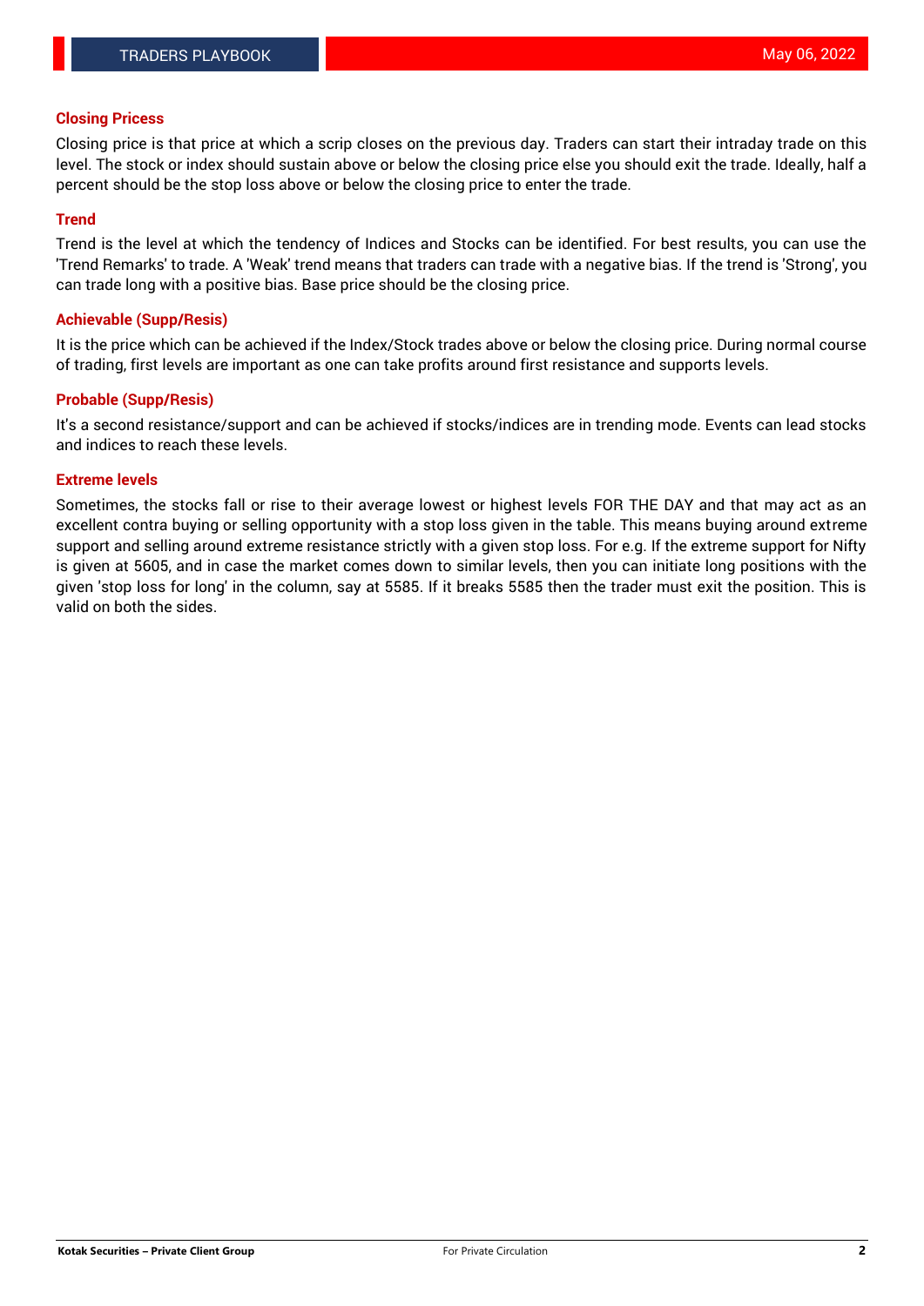## Closing Pricess

Closing price is that price at which a scrip closes on the previous day. Traders can start their intraday trade on this level. The stock or index should sustain above or below the closing price else you should exit the trade. Ideally, half a percent should be the stop loss above or below the closing price to enter the trade.

## Trend

Trend is the level at which the tendency of Indices and Stocks can be identified. For best results, you can use the 'Trend Remarks' to trade. A 'Weak' trend means that traders can trade with a negative bias. If the trend is 'Strong', you can trade long with a positive bias. Base price should be the closing price.

## Achievable (Supp/Resis)

It is the price which can be achieved if the Index/Stock trades above or below the closing price. During normal course of trading, first levels are important as one can take profits around first resistance and supports levels.

## Probable (Supp/Resis)

It's a second resistance/support and can be achieved if stocks/indices are in trending mode. Events can lead stocks and indices to reach these levels.

## Extreme levels

Sometimes, the stocks fall or rise to their average lowest or highest levels FOR THE DAY and that may act as an excellent contra buying or selling opportunity with a stop loss given in the table. This means buying around extreme support and selling around extreme resistance strictly with a given stop loss. For e.g. If the extreme support for Nifty is given at 5605, and in case the market comes down to similar levels, then you can initiate long positions with the given 'stop loss for long' in the column, say at 5585. If it breaks 5585 then the trader must exit the position. This is valid on both the sides.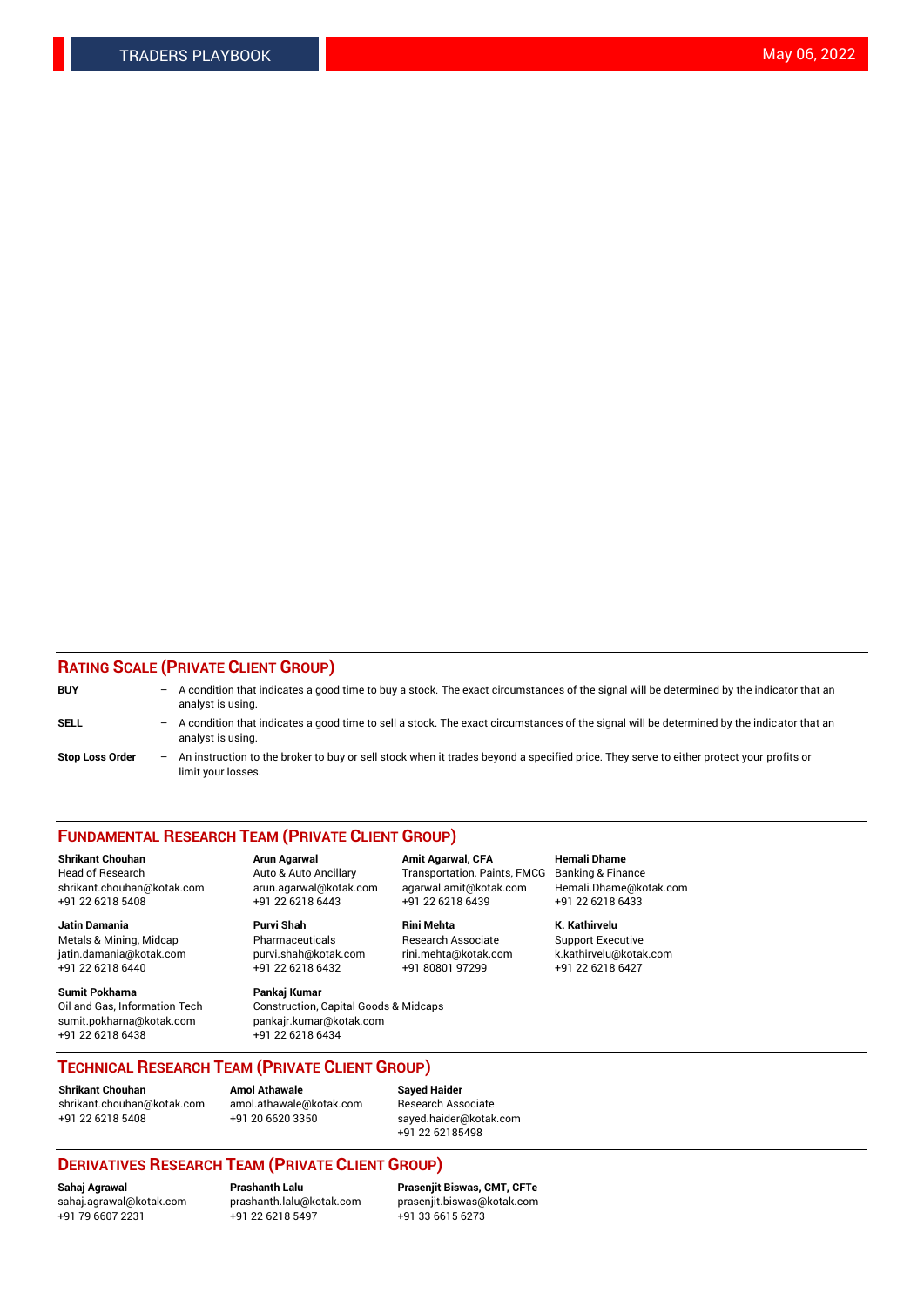## RATING SCALE (PRIVATE CLIENT GROUP)

**BUY** – A condition that indicates a good time to buy a stock. The exact circumstances of the signal will be determined by the indicator that an analyst is using.

**SELL** – A condition that indicates a good time to sell a stock. The exact circumstances of the signal will be determined by the indicator that an analyst is using.

**Stop Loss Order** – An instruction to the broker to buy or sell stock when it trades beyond a specified price. They serve to either protect your profits or limit your losses.

## FUNDAMENTAL RESEARCH TEAM (PRIVATE CLIENT GROUP)

**Shrikant Chouhan**
Head of Research
shrikant.chouhan@kotak.com
+91 22 6218 5408

**Arun Agarwal**
Auto & Auto Ancillary
arun.agarwal@kotak.com
+91 22 6218 6443

**Amit Agarwal, CFA**
Transportation, Paints, FMCG
agarwal.amit@kotak.com
+91 22 6218 6439

**Hemali Dhame**
Banking & Finance
Hemali.Dhame@kotak.com
+91 22 6218 6433

**Jatin Damania**
Metals & Mining, Midcap
jatin.damania@kotak.com
+91 22 6218 6440

**Purvi Shah**
Pharmaceuticals
purvi.shah@kotak.com
+91 22 6218 6432

**Rini Mehta**
Research Associate
rini.mehta@kotak.com
+91 80801 97299

**K. Kathirvelu**
Support Executive
k.kathirvelu@kotak.com
+91 22 6218 6427

**Sumit Pokharna**
Oil and Gas, Information Tech
sumit.pokharna@kotak.com
+91 22 6218 6438

**Pankaj Kumar**
Construction, Capital Goods & Midcaps
pankajr.kumar@kotak.com
+91 22 6218 6434

## TECHNICAL RESEARCH TEAM (PRIVATE CLIENT GROUP)

**Shrikant Chouhan**
shrikant.chouhan@kotak.com
+91 22 6218 5408

**Amol Athawale**
amol.athawale@kotak.com
+91 20 6620 3350

**Sayed Haider**
Research Associate
sayed.haider@kotak.com
+91 22 62185498

## DERIVATIVES RESEARCH TEAM (PRIVATE CLIENT GROUP)

**Sahaj Agrawal**
sahaj.agrawal@kotak.com
+91 79 6607 2231

**Prashanth Lalu**
prashanth.lalu@kotak.com
+91 22 6218 5497

**Prasenjit Biswas, CMT, CFTe**
prasenjit.biswas@kotak.com
+91 33 6615 6273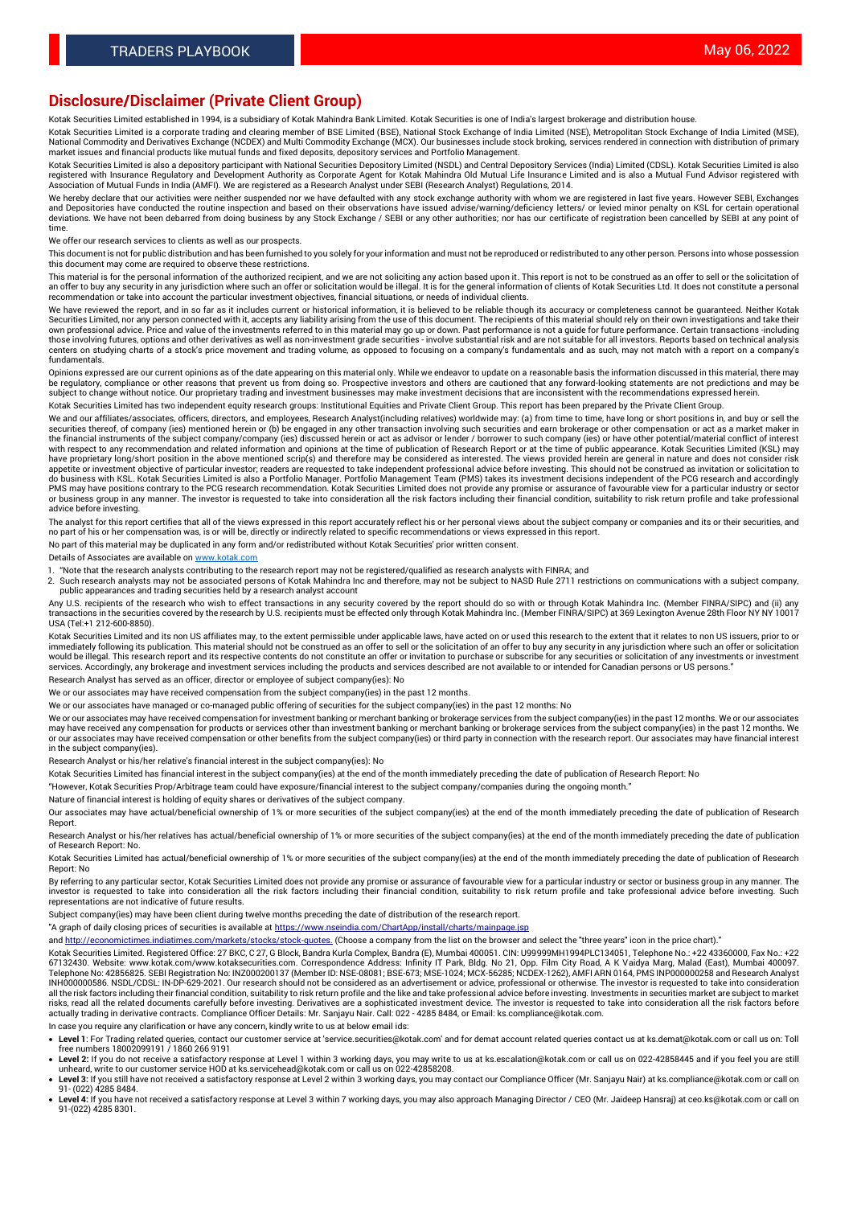# Disclosure/Disclaimer (Private Client Group)

Kotak Securities Limited established in 1994, is a subsidiary of Kotak Mahindra Bank Limited. Kotak Securities is one of India's largest brokerage and distribution house.

Kotak Securities Limited is a corporate trading and clearing member of BSE Limited (BSE), National Stock Exchange of India Limited (NSE), Metropolitan Stock Exchange of India Limited (MSE), National Commodity and Derivatives Exchange (NCDEX) and Multi Commodity Exchange (MCX). Our businesses include stock broking, services rendered in connection with distribution of primary market issues and financial products like mutual funds and fixed deposits, depository services and Portfolio Management.

Kotak Securities Limited is also a depository participant with National Securities Depository Limited (NSDL) and Central Depository Services (India) Limited (CDSL). Kotak Securities Limited is also registered with Insurance Regulatory and Development Authority as Corporate Agent for Kotak Mahindra Old Mutual Life Insurance Limited and is also a Mutual Fund Advisor registered with Association of Mutual Funds in India (AMFI). We are registered as a Research Analyst under SEBI (Research Analyst) Regulations, 2014.

We hereby declare that our activities were neither suspended nor we have defaulted with any stock exchange authority with whom we are registered in last five years. However SEBI, Exchanges and Depositories have conducted the routine inspection and based on their observations have issued advise/warning/deficiency letters/ or levied minor penalty on KSL for certain operational deviations. We have not been debarred from doing business by any Stock Exchange / SEBI or any other authorities; nor has our certificate of registration been cancelled by SEBI at any point of time.

We offer our research services to clients as well as our prospects.

This document is not for public distribution and has been furnished to you solely for your information and must not be reproduced or redistributed to any other person. Persons into whose possession this document may come are required to observe these restrictions.

This material is for the personal information of the authorized recipient, and we are not soliciting any action based upon it. This report is not to be construed as an offer to sell or the solicitation of an offer to buy any security in any jurisdiction where such an offer or solicitation would be illegal. It is for the general information of clients of Kotak Securities Ltd. It does not constitute a personal recommendation or take into account the particular investment objectives, financial situations, or needs of individual clients.

We have reviewed the report, and in so far as it includes current or historical information, it is believed to be reliable though its accuracy or completeness cannot be guaranteed. Neither Kotak Securities Limited, nor any person connected with it, accepts any liability arising from the use of this document. The recipients of this material should rely on their own investigations and take their own professional advice. Price and value of the investments referred to in this material may go up or down. Past performance is not a guide for future performance. Certain transactions -including those involving futures, options and other derivatives as well as non-investment grade securities - involve substantial risk and are not suitable for all investors. Reports based on technical analysis centers on studying charts of a stock's price movement and trading volume, as opposed to focusing on a company's fundamentals and as such, may not match with a report on a company's fundamentals.

Opinions expressed are our current opinions as of the date appearing on this material only. While we endeavor to update on a reasonable basis the information discussed in this material, there may be regulatory, compliance or other reasons that prevent us from doing so. Prospective investors and others are cautioned that any forward-looking statements are not predictions and may be subject to change without notice. Our proprietary trading and investment businesses may make investment decisions that are inconsistent with the recommendations expressed herein.

Kotak Securities Limited has two independent equity research groups: Institutional Equities and Private Client Group. This report has been prepared by the Private Client Group.

We and our affiliates/associates, officers, directors, and employees, Research Analyst(including relatives) worldwide may: (a) from time to time, have long or short positions in, and buy or sell the securities thereof, of company (ies) mentioned herein or (b) be engaged in any other transaction involving such securities and earn brokerage or other compensation or act as a market maker in the financial instruments of the subject company/company (ies) discussed herein or act as advisor or lender / borrower to such company (ies) or have other potential/material conflict of interest with respect to any recommendation and related information and opinions at the time of publication of Research Report or at the time of public appearance. Kotak Securities Limited (KSL) may have proprietary long/short position in the above mentioned scrip(s) and therefore may be considered as interested. The views provided herein are general in nature and does not consider risk appetite or investment objective of particular investor; readers are requested to take independent professional advice before investing. This should not be construed as invitation or solicitation to do business with KSL. Kotak Securities Limited is also a Portfolio Manager. Portfolio Management Team (PMS) takes its investment decisions independent of the PCG research and accordingly PMS may have positions contrary to the PCG research recommendation. Kotak Securities Limited does not provide any promise or assurance of favourable view for a particular industry or sector or business group in any manner. The investor is requested to take into consideration all the risk factors including their financial condition, suitability to risk return profile and take professional advice before investing.

The analyst for this report certifies that all of the views expressed in this report accurately reflect his or her personal views about the subject company or companies and its or their securities, and no part of his or her compensation was, is or will be, directly or indirectly related to specific recommendations or views expressed in this report.

No part of this material may be duplicated in any form and/or redistributed without Kotak Securities' prior written consent.

Details of Associates are available on www.kotak.com

1. "Note that the research analysts contributing to the research report may not be registered/qualified as research analysts with FINRA; and
2. Such research analysts may not be associated persons of Kotak Mahindra Inc and therefore, may not be subject to NASD Rule 2711 restrictions on communications with a subject company, public appearances and trading securities held by a research analyst account

Any U.S. recipients of the research who wish to effect transactions in any security covered by the report should do so with or through Kotak Mahindra Inc. (Member FINRA/SIPC) and (ii) any transactions in the securities covered by the research by U.S. recipients must be effected only through Kotak Mahindra Inc. (Member FINRA/SIPC) at 369 Lexington Avenue 28th Floor NY NY 10017 USA (Tel:+1 212-600-8850).

Kotak Securities Limited and its non US affiliates may, to the extent permissible under applicable laws, have acted on or used this research to the extent that it relates to non US issuers, prior to or immediately following its publication. This material should not be construed as an offer to sell or the solicitation of an offer to buy any security in any jurisdiction where such an offer or solicitation would be illegal. This research report and its respective contents do not constitute an offer or invitation to purchase or subscribe for any securities or solicitation of any investments or investment services. Accordingly, any brokerage and investment services including the products and services described are not available to or intended for Canadian persons or US persons."

Research Analyst has served as an officer, director or employee of subject company(ies): No

We or our associates may have received compensation from the subject company(ies) in the past 12 months.

We or our associates have managed or co-managed public offering of securities for the subject company(ies) in the past 12 months: No

We or our associates may have received compensation for investment banking or merchant banking or brokerage services from the subject company(ies) in the past 12 months. We or our associates may have received any compensation for products or services other than investment banking or merchant banking or brokerage services from the subject company(ies) in the past 12 months. We or our associates may have received compensation or other benefits from the subject company(ies) or third party in connection with the research report. Our associates may have financial interest in the subject company(ies).

Research Analyst or his/her relative's financial interest in the subject company(ies): No

Kotak Securities Limited has financial interest in the subject company(ies) at the end of the month immediately preceding the date of publication of Research Report: No

"However, Kotak Securities Prop/Arbitrage team could have exposure/financial interest to the subject company/companies during the ongoing month."

Nature of financial interest is holding of equity shares or derivatives of the subject company.

Our associates may have actual/beneficial ownership of 1% or more securities of the subject company(ies) at the end of the month immediately preceding the date of publication of Research Report.

Research Analyst or his/her relatives has actual/beneficial ownership of 1% or more securities of the subject company(ies) at the end of the month immediately preceding the date of publication of Research Report: No.

Kotak Securities Limited has actual/beneficial ownership of 1% or more securities of the subject company(ies) at the end of the month immediately preceding the date of publication of Research Report: No

By referring to any particular sector, Kotak Securities Limited does not provide any promise or assurance of favourable view for a particular industry or sector or business group in any manner. The investor is requested to take into consideration all the risk factors including their financial condition, suitability to risk return profile and take professional advice before investing. Such representations are not indicative of future results.

Subject company(ies) may have been client during twelve months preceding the date of distribution of the research report.

"A graph of daily closing prices of securities is available at https://www.nseindia.com/ChartApp/install/charts/mainpage.jsp

and http://economictimes.indiatimes.com/markets/stocks/stock-quotes. (Choose a company from the list on the browser and select the "three years" icon in the price chart)."

Kotak Securities Limited. Registered Office: 27 BKC, C 27, G Block, Bandra Kurla Complex, Bandra (E), Mumbai 400051. CIN: U99999MH1994PLC134051, Telephone No.: +22 43360000, Fax No.: +22 67132430. Website: www.kotak.com/www.kotaksecurities.com. Correspondence Address: Infinity IT Park, Bldg. No 21, Opp. Film City Road, A K Vaidya Marg, Malad (East), Mumbai 400097. Telephone No: 42856825. SEBI Registration No: INZ000200137 (Member ID: NSE-08081; BSE-673; MSE-1024; MCX-56285; NCDEX-1262), AMFI ARN 0164, PMS INP000000258 and Research Analyst INH000000586. NSDL/CDSL: IN-DP-629-2021. Our research should not be considered as an advertisement or advice, professional or otherwise. The investor is requested to take into consideration all the risk factors including their financial condition, suitability to risk return profile and the like and take professional advice before investing. Investments in securities market are subject to market risks, read all the related documents carefully before investing. Derivatives are a sophisticated investment device. The investor is requested to take into consideration all the risk factors before actually trading in derivative contracts. Compliance Officer Details: Mr. Sanjayu Nair. Call: 022 - 4285 8484, or Email: ks.compliance@kotak.com.

In case you require any clarification or have any concern, kindly write to us at below email ids:

- **Level 1**: For Trading related queries, contact our customer service at 'service.securities@kotak.com' and for demat account related queries contact us at ks.demat@kotak.com or call us on: Toll free numbers 18002099191 / 1860 266 9191
- **Level 2:** If you do not receive a satisfactory response at Level 1 within 3 working days, you may write to us at ks.escalation@kotak.com or call us on 022-42858445 and if you feel you are still unheard, write to our customer service HOD at ks.servicehead@kotak.com or call us on 022-42858208.
- **Level 3:** If you still have not received a satisfactory response at Level 2 within 3 working days, you may contact our Compliance Officer (Mr. Sanjayu Nair) at ks.compliance@kotak.com or call on 91- (022) 4285 8484.
- **Level 4:** If you have not received a satisfactory response at Level 3 within 7 working days, you may also approach Managing Director / CEO (Mr. Jaideep Hansraj) at ceo.ks@kotak.com or call on 91-(022) 4285 8301.